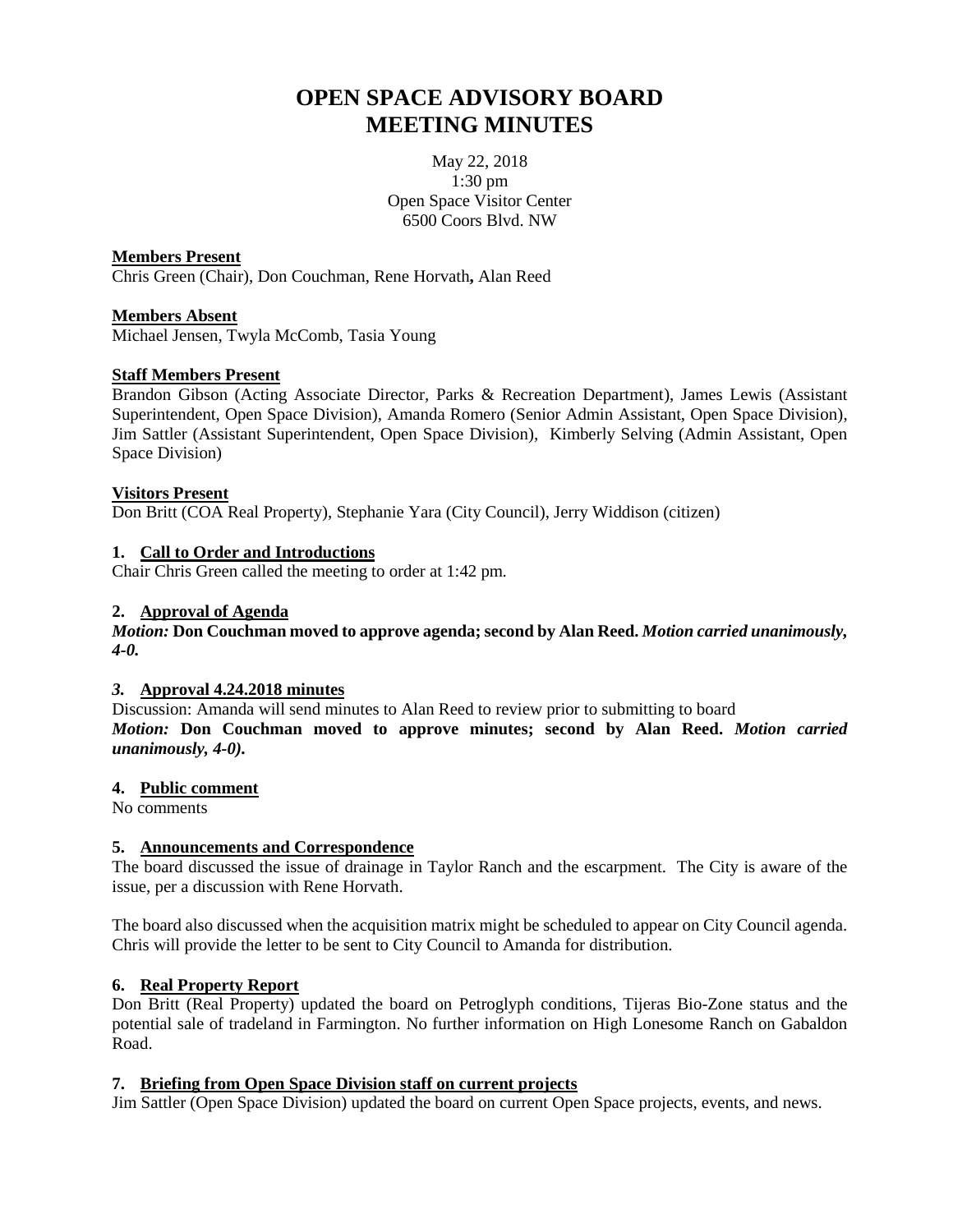# OPEN SPACE ADVISORY BOARD MEETING MINUTES

May 22, 2018
1:30 pm
Open Space Visitor Center
6500 Coors Blvd. NW

**Members Present**
Chris Green (Chair), Don Couchman, Rene Horvath**,** Alan Reed

**Members Absent**
Michael Jensen, Twyla McComb, Tasia Young

**Staff Members Present**
Brandon Gibson (Acting Associate Director, Parks & Recreation Department), James Lewis (Assistant Superintendent, Open Space Division), Amanda Romero (Senior Admin Assistant, Open Space Division), Jim Sattler (Assistant Superintendent, Open Space Division), Kimberly Selving (Admin Assistant, Open Space Division)

**Visitors Present**
Don Britt (COA Real Property), Stephanie Yara (City Council), Jerry Widdison (citizen)

## 1. Call to Order and Introductions

Chair Chris Green called the meeting to order at 1:42 pm.

## 2. Approval of Agenda

***Motion:* Don Couchman moved to approve agenda; second by Alan Reed. *Motion carried unanimously, 4-0.***

## *3.* Approval 4.24.2018 minutes

Discussion: Amanda will send minutes to Alan Reed to review prior to submitting to board
***Motion:* Don Couchman moved to approve minutes; second by Alan Reed. *Motion carried unanimously, 4-0).***

## 4. Public comment

No comments

## 5. Announcements and Correspondence

The board discussed the issue of drainage in Taylor Ranch and the escarpment. The City is aware of the issue, per a discussion with Rene Horvath.

The board also discussed when the acquisition matrix might be scheduled to appear on City Council agenda. Chris will provide the letter to be sent to City Council to Amanda for distribution.

## 6. Real Property Report

Don Britt (Real Property) updated the board on Petroglyph conditions, Tijeras Bio-Zone status and the potential sale of tradeland in Farmington. No further information on High Lonesome Ranch on Gabaldon Road.

## 7. Briefing from Open Space Division staff on current projects

Jim Sattler (Open Space Division) updated the board on current Open Space projects, events, and news.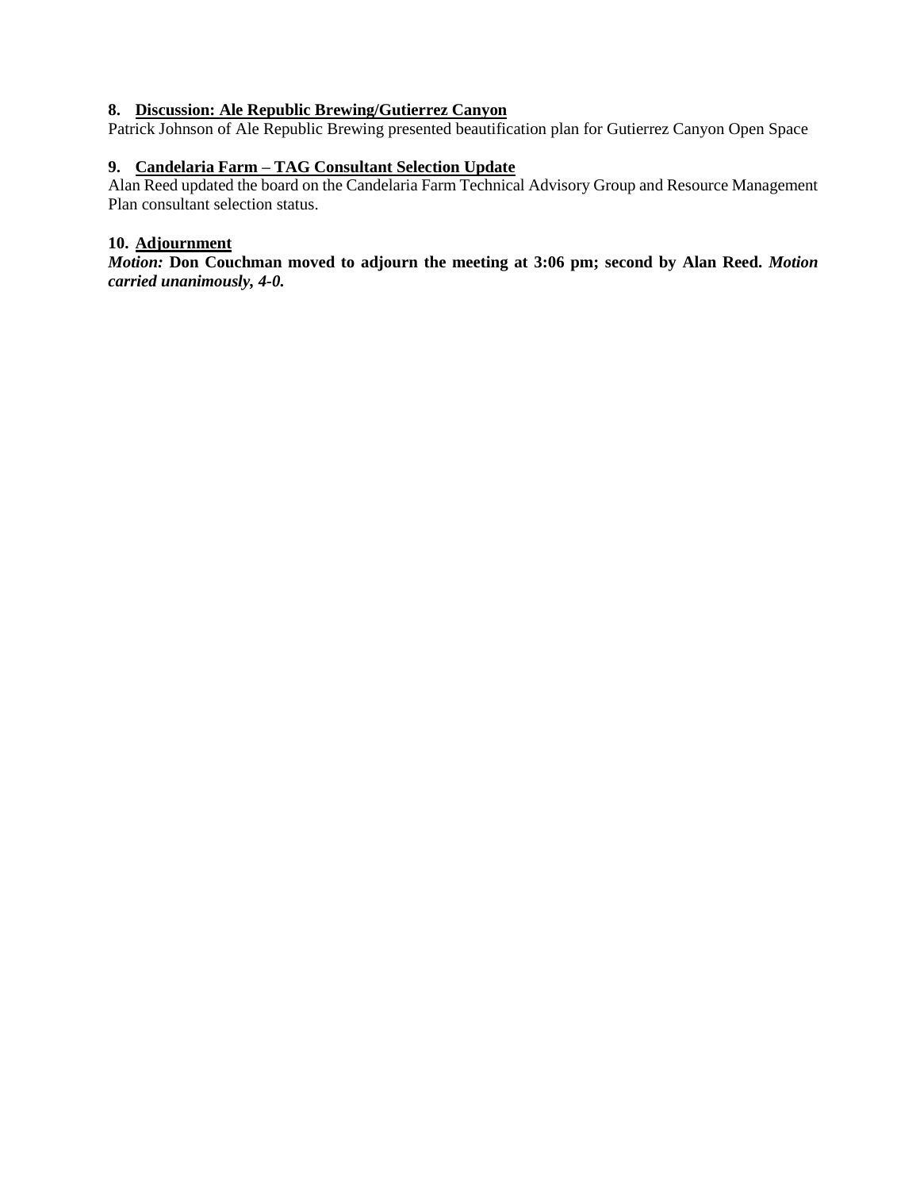**8. Discussion: Ale Republic Brewing/Gutierrez Canyon**

Patrick Johnson of Ale Republic Brewing presented beautification plan for Gutierrez Canyon Open Space

**9. Candelaria Farm – TAG Consultant Selection Update**

Alan Reed updated the board on the Candelaria Farm Technical Advisory Group and Resource Management Plan consultant selection status.

**10. Adjournment**

***Motion:*** **Don Couchman moved to adjourn the meeting at 3:06 pm; second by Alan Reed.** ***Motion carried unanimously, 4-0.***